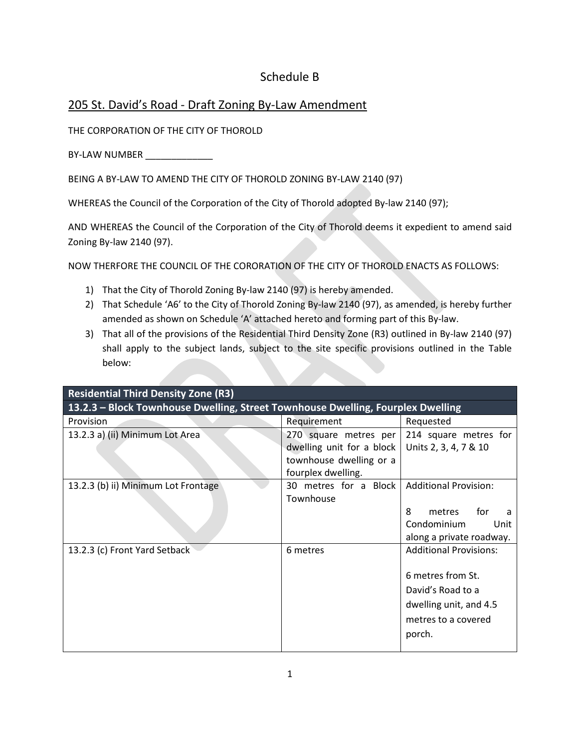# Schedule B

## 205 St. David's Road - Draft Zoning By-Law Amendment

THE CORPORATION OF THE CITY OF THOROLD

BY-LAW NUMBER _____________

BEING A BY-LAW TO AMEND THE CITY OF THOROLD ZONING BY-LAW 2140 (97)

WHEREAS the Council of the Corporation of the City of Thorold adopted By-law 2140 (97);

AND WHEREAS the Council of the Corporation of the City of Thorold deems it expedient to amend said Zoning By-law 2140 (97).

NOW THERFORE THE COUNCIL OF THE CORORATION OF THE CITY OF THOROLD ENACTS AS FOLLOWS:

1) That the City of Thorold Zoning By-law 2140 (97) is hereby amended.
2) That Schedule 'A6' to the City of Thorold Zoning By-law 2140 (97), as amended, is hereby further amended as shown on Schedule 'A' attached hereto and forming part of this By-law.
3) That all of the provisions of the Residential Third Density Zone (R3) outlined in By-law 2140 (97) shall apply to the subject lands, subject to the site specific provisions outlined in the Table below:

| **Residential Third Density Zone (R3)** | | |
|---|---|---|
| **13.2.3 – Block Townhouse Dwelling, Street Townhouse Dwelling, Fourplex Dwelling** | | |
| Provision | Requirement | Requested |
| 13.2.3 a) (ii) Minimum Lot Area | 270 square metres per dwelling unit for a block townhouse dwelling or a fourplex dwelling. | 214 square metres for Units 2, 3, 4, 7 & 10 |
| 13.2.3 (b) ii) Minimum Lot Frontage | 30 metres for a Block Townhouse | Additional Provision: 8 metres for a Condominium Unit along a private roadway. |
| 13.2.3 (c) Front Yard Setback | 6 metres | Additional Provisions: 6 metres from St. David's Road to a dwelling unit, and 4.5 metres to a covered porch. |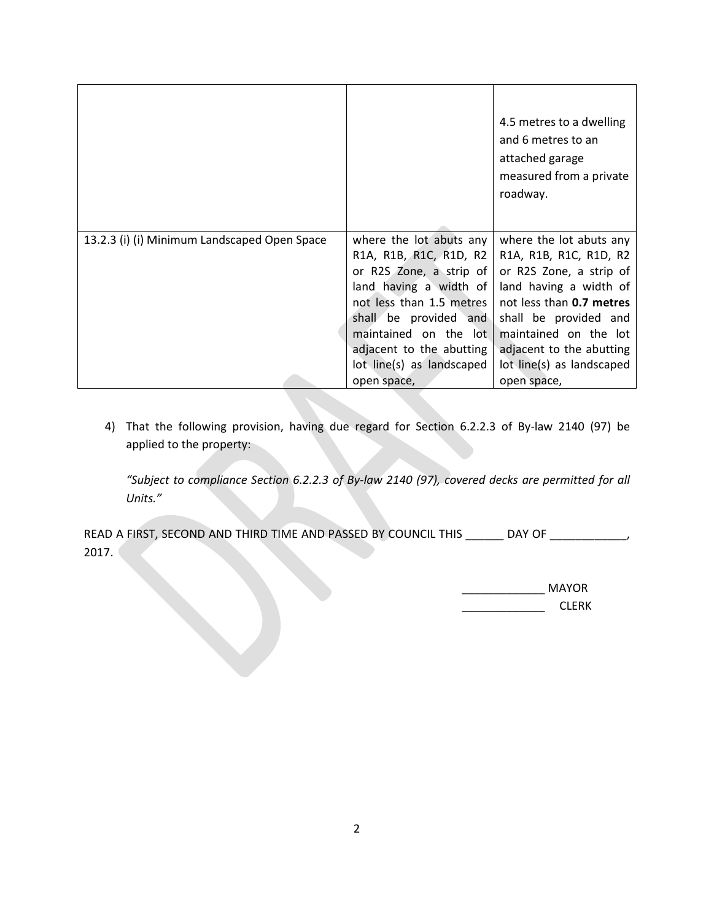|  |  |  |
|---|---|---|
|  |  | 4.5 metres to a dwelling and 6 metres to an attached garage measured from a private roadway. |
| 13.2.3 (i) (i) Minimum Landscaped Open Space | where the lot abuts any R1A, R1B, R1C, R1D, R2 or R2S Zone, a strip of land having a width of not less than 1.5 metres shall be provided and maintained on the lot adjacent to the abutting lot line(s) as landscaped open space, | where the lot abuts any R1A, R1B, R1C, R1D, R2 or R2S Zone, a strip of land having a width of not less than **0.7 metres** shall be provided and maintained on the lot adjacent to the abutting lot line(s) as landscaped open space, |

4) That the following provision, having due regard for Section 6.2.2.3 of By-law 2140 (97) be applied to the property:

   *"Subject to compliance Section 6.2.2.3 of By-law 2140 (97), covered decks are permitted for all Units."*

READ A FIRST, SECOND AND THIRD TIME AND PASSED BY COUNCIL THIS ______ DAY OF ____________, 2017.

_____________ MAYOR

_____________ CLERK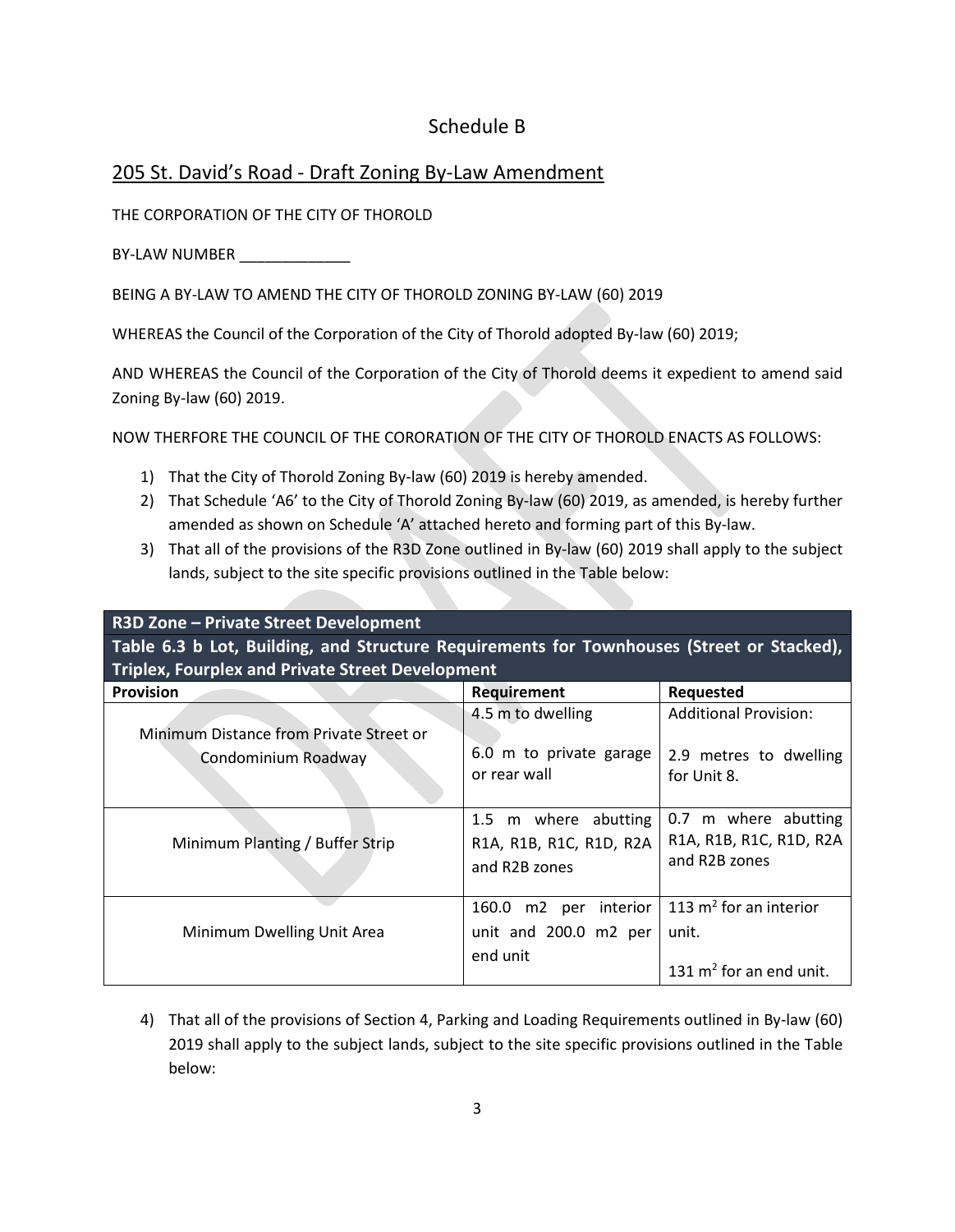## Schedule B

## 205 St. David's Road - Draft Zoning By-Law Amendment

THE CORPORATION OF THE CITY OF THOROLD

BY-LAW NUMBER _____________

BEING A BY-LAW TO AMEND THE CITY OF THOROLD ZONING BY-LAW (60) 2019

WHEREAS the Council of the Corporation of the City of Thorold adopted By-law (60) 2019;

AND WHEREAS the Council of the Corporation of the City of Thorold deems it expedient to amend said Zoning By-law (60) 2019.

NOW THERFORE THE COUNCIL OF THE CORORATION OF THE CITY OF THOROLD ENACTS AS FOLLOWS:

1) That the City of Thorold Zoning By-law (60) 2019 is hereby amended.
2) That Schedule 'A6' to the City of Thorold Zoning By-law (60) 2019, as amended, is hereby further amended as shown on Schedule 'A' attached hereto and forming part of this By-law.
3) That all of the provisions of the R3D Zone outlined in By-law (60) 2019 shall apply to the subject lands, subject to the site specific provisions outlined in the Table below:

| **R3D Zone – Private Street Development** | | |
|---|---|---|
| **Table 6.3 b Lot, Building, and Structure Requirements for Townhouses (Street or Stacked), Triplex, Fourplex and Private Street Development** | | |
| **Provision** | **Requirement** | **Requested** |
| Minimum Distance from Private Street or Condominium Roadway | 4.5 m to dwelling<br><br>6.0 m to private garage or rear wall | Additional Provision:<br><br>2.9 metres to dwelling for Unit 8. |
| Minimum Planting / Buffer Strip | 1.5 m where abutting R1A, R1B, R1C, R1D, R2A and R2B zones | 0.7 m where abutting R1A, R1B, R1C, R1D, R2A and R2B zones |
| Minimum Dwelling Unit Area | 160.0 m2 per interior unit and 200.0 m2 per end unit | 113 $m^2$ for an interior unit.<br><br>131 $m^2$ for an end unit. |

4) That all of the provisions of Section 4, Parking and Loading Requirements outlined in By-law (60) 2019 shall apply to the subject lands, subject to the site specific provisions outlined in the Table below: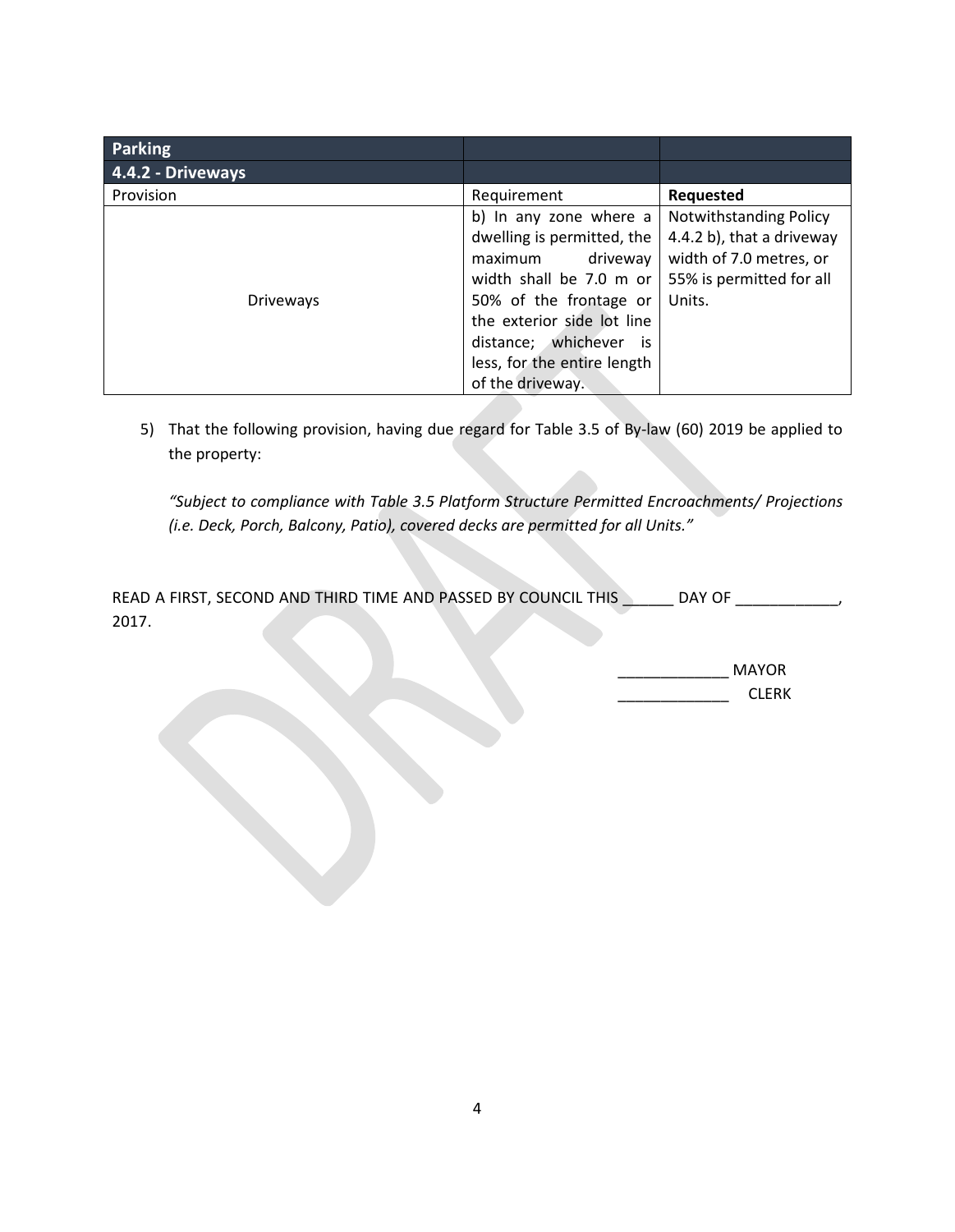| Parking | | |
|---|---|---|
| **4.4.2 - Driveways** | | |
| Provision | Requirement | **Requested** |
| Driveways | b) In any zone where a dwelling is permitted, the maximum driveway width shall be 7.0 m or 50% of the frontage or the exterior side lot line distance; whichever is less, for the entire length of the driveway. | Notwithstanding Policy 4.4.2 b), that a driveway width of 7.0 metres, or 55% is permitted for all Units. |

5) That the following provision, having due regard for Table 3.5 of By-law (60) 2019 be applied to the property:

   *"Subject to compliance with Table 3.5 Platform Structure Permitted Encroachments/ Projections (i.e. Deck, Porch, Balcony, Patio), covered decks are permitted for all Units."*

READ A FIRST, SECOND AND THIRD TIME AND PASSED BY COUNCIL THIS ______ DAY OF ____________, 2017.

_____________ MAYOR

_____________ CLERK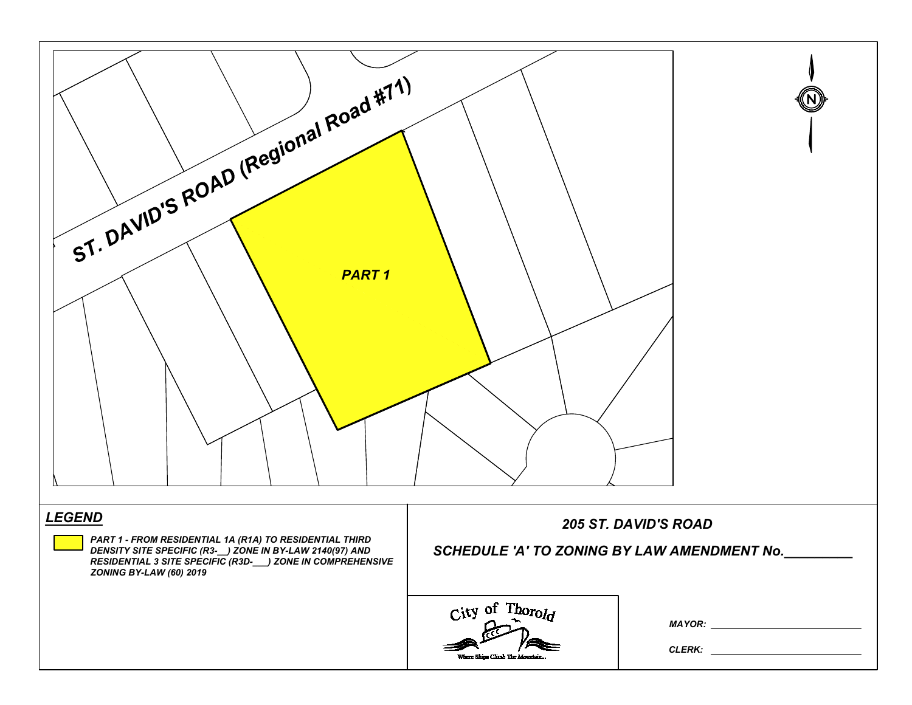ST. DAVID'S ROAD (Regional Road #71)

PART 1

N

## LEGEND

PART 1 - FROM RESIDENTIAL 1A (R1A) TO RESIDENTIAL THIRD DENSITY SITE SPECIFIC (R3-__) ZONE IN BY-LAW 2140(97) AND RESIDENTIAL 3 SITE SPECIFIC (R3D-___) ZONE IN COMPREHENSIVE ZONING BY-LAW (60) 2019

## 205 ST. DAVID'S ROAD

## SCHEDULE 'A' TO ZONING BY LAW AMENDMENT No.________

City of Thorold

Where Ships Climb The Mountain...

MAYOR: ____________________

CLERK: ____________________